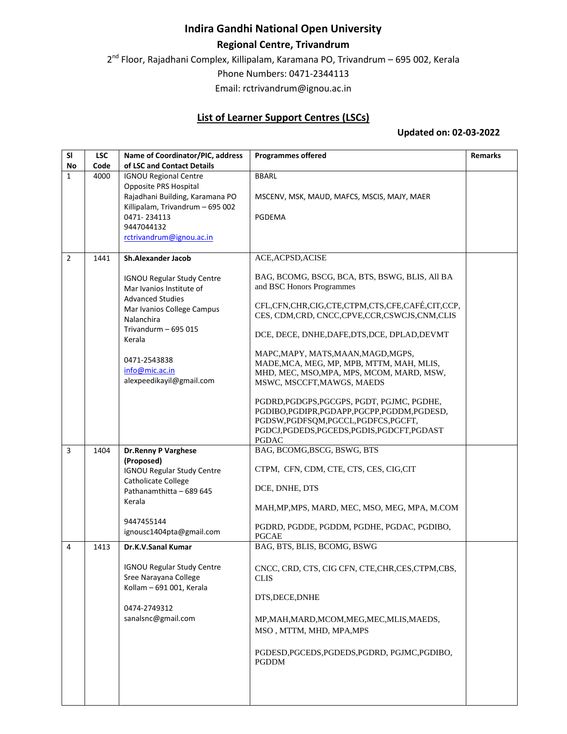# Indira Gandhi National Open University

## Regional Centre, Trivandrum

2nd Floor, Rajadhani Complex, Killipalam, Karamana PO, Trivandrum – 695 002, Kerala

Phone Numbers: 0471-2344113

Email: rctrivandrum@ignou.ac.in

## List of Learner Support Centres (LSCs)

**Updated on: 02-03-2022**

| Sl No | LSC Code | Name of Coordinator/PIC, address of LSC and Contact Details | Programmes offered | Remarks |
|---|---|---|---|---|
| 1 | 4000 | IGNOU Regional Centre<br>Opposite PRS Hospital<br>Rajadhani Building, Karamana PO<br>Killipalam, Trivandrum – 695 002<br>0471- 234113<br>9447044132<br>rctrivandrum@ignou.ac.in | BBARL<br><br>MSCENV, MSK, MAUD, MAFCS, MSCIS, MAJY, MAER<br><br>PGDEMA | |
| 2 | 1441 | **Sh.Alexander Jacob**<br><br>IGNOU Regular Study Centre<br>Mar Ivanios Institute of Advanced Studies<br>Mar Ivanios College Campus<br>Nalanchira<br>Trivandurm – 695 015<br>Kerala<br><br>0471-2543838<br>info@mic.ac.in<br>alexpeedikayil@gmail.com | ACE,ACPSD,ACISE<br><br>BAG, BCOMG, BSCG, BCA, BTS, BSWG, BLIS, All BA and BSC Honors Programmes<br><br>CFL,CFN,CHR,CIG,CTE,CTPM,CTS,CFE,CAFÉ,CIT,CCP, CES, CDM,CRD, CNCC,CPVE,CCR,CSWCJS,CNM,CLIS<br><br>DCE, DECE, DNHE,DAFE,DTS,DCE, DPLAD,DEVMT<br><br>MAPC,MAPY, MATS,MAAN,MAGD,MGPS, MADE,MCA, MEG, MP, MPB, MTTM, MAH, MLIS, MHD, MEC, MSO,MPA, MPS, MCOM, MARD, MSW, MSWC, MSCCFT,MAWGS, MAEDS<br><br>PGDRD,PGDGPS,PGCGPS, PGDT, PGJMC, PGDHE, PGDIBO,PGDIPR,PGDAPP,PGCPP,PGDDM,PGDESD, PGDSW,PGDFSQM,PGCCL,PGDFCS,PGCFT, PGDCJ,PGDEDS,PGCEDS,PGDIS,PGDCFT,PGDAST PGDAC | |
| 3 | 1404 | **Dr.Renny P Varghese (Proposed)**<br>IGNOU Regular Study Centre<br>Catholicate College<br>Pathanamthitta – 689 645<br>Kerala<br><br>9447455144<br>ignousc1404pta@gmail.com | BAG, BCOMG,BSCG, BSWG, BTS<br><br>CTPM, CFN, CDM, CTE, CTS, CES, CIG,CIT<br><br>DCE, DNHE, DTS<br><br>MAH,MP,MPS, MARD, MEC, MSO, MEG, MPA, M.COM<br><br>PGDRD, PGDDE, PGDDM, PGDHE, PGDAC, PGDIBO, PGCAE | |
| 4 | 1413 | **Dr.K.V.Sanal Kumar**<br><br>IGNOU Regular Study Centre<br>Sree Narayana College<br>Kollam – 691 001, Kerala<br><br>0474-2749312<br>sanalsnc@gmail.com | BAG, BTS, BLIS, BCOMG, BSWG<br><br>CNCC, CRD, CTS, CIG CFN, CTE,CHR,CES,CTPM,CBS, CLIS<br><br>DTS,DECE,DNHE<br><br>MP,MAH,MARD,MCOM,MEG,MEC,MLIS,MAEDS, MSO , MTTM, MHD, MPA,MPS<br><br>PGDESD,PGCEDS,PGDEDS,PGDRD, PGJMC,PGDIBO, PGDDM | |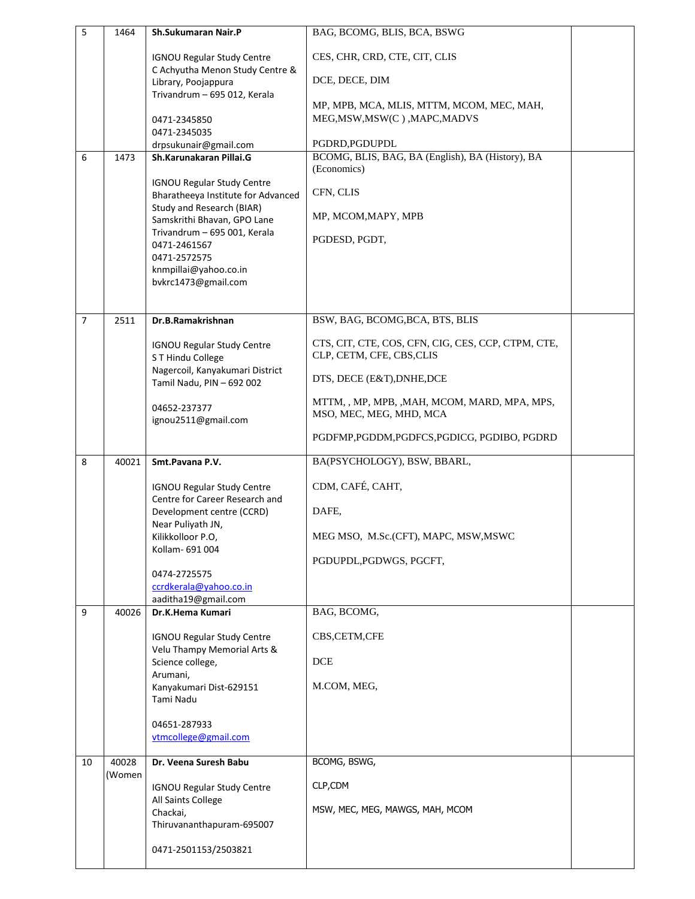| 5 | 1464 | **Sh.Sukumaran Nair.P**<br><br>IGNOU Regular Study Centre<br>C Achyutha Menon Study Centre & Library, Poojappura<br>Trivandrum – 695 012, Kerala<br><br>0471-2345850<br>0471-2345035<br>drpsukunair@gmail.com | BAG, BCOMG, BLIS, BCA, BSWG<br><br>CES, CHR, CRD, CTE, CIT, CLIS<br><br>DCE, DECE, DIM<br><br>MP, MPB, MCA, MLIS, MTTM, MCOM, MEC, MAH, MEG,MSW,MSW(C ) ,MAPC,MADVS<br><br>PGDRD,PGDUPDL | |
|---|---|---|---|---|
| 6 | 1473 | **Sh.Karunakaran Pillai.G**<br><br>IGNOU Regular Study Centre<br>Bharatheeya Institute for Advanced Study and Research (BIAR)<br>Samskrithi Bhavan, GPO Lane<br>Trivandrum – 695 001, Kerala<br>0471-2461567<br>0471-2572575<br>knmpillai@yahoo.co.in<br>bvkrc1473@gmail.com | BCOMG, BLIS, BAG, BA (English), BA (History), BA (Economics)<br><br>CFN, CLIS<br><br>MP, MCOM,MAPY, MPB<br><br>PGDESD, PGDT, | |
| 7 | 2511 | **Dr.B.Ramakrishnan**<br><br>IGNOU Regular Study Centre<br>S T Hindu College<br>Nagercoil, Kanyakumari District<br>Tamil Nadu, PIN – 692 002<br><br>04652-237377<br>ignou2511@gmail.com | BSW, BAG, BCOMG,BCA, BTS, BLIS<br><br>CTS, CIT, CTE, COS, CFN, CIG, CES, CCP, CTPM, CTE, CLP, CETM, CFE, CBS,CLIS<br><br>DTS, DECE (E&T),DNHE,DCE<br><br>MTTM, , MP, MPB, ,MAH, MCOM, MARD, MPA, MPS, MSO, MEC, MEG, MHD, MCA<br><br>PGDFMP,PGDDM,PGDFCS,PGDICG, PGDIBO, PGDRD | |
| 8 | 40021 | **Smt.Pavana P.V.**<br><br>IGNOU Regular Study Centre<br>Centre for Career Research and Development centre (CCRD)<br>Near Puliyath JN,<br>Kilikkolloor P.O,<br>Kollam- 691 004<br><br>0474-2725575<br>ccrdkerala@yahoo.co.in<br>aaditha19@gmail.com | BA(PSYCHOLOGY), BSW, BBARL,<br><br>CDM, CAFÉ, CAHT,<br><br>DAFE,<br><br>MEG MSO, M.Sc.(CFT), MAPC, MSW,MSWC<br><br>PGDUPDL,PGDWGS, PGCFT, | |
| 9 | 40026 | **Dr.K.Hema Kumari**<br><br>IGNOU Regular Study Centre<br>Velu Thampy Memorial Arts & Science college,<br>Arumani,<br>Kanyakumari Dist-629151<br>Tami Nadu<br><br>04651-287933<br>vtmcollege@gmail.com | BAG, BCOMG,<br><br>CBS,CETM,CFE<br><br>DCE<br><br>M.COM, MEG, | |
| 10 | 40028 (Women | **Dr. Veena Suresh Babu**<br><br>IGNOU Regular Study Centre<br>All Saints College<br>Chackai,<br>Thiruvananthapuram-695007<br><br>0471-2501153/2503821 | BCOMG, BSWG,<br><br>CLP,CDM<br><br>MSW, MEC, MEG, MAWGS, MAH, MCOM | |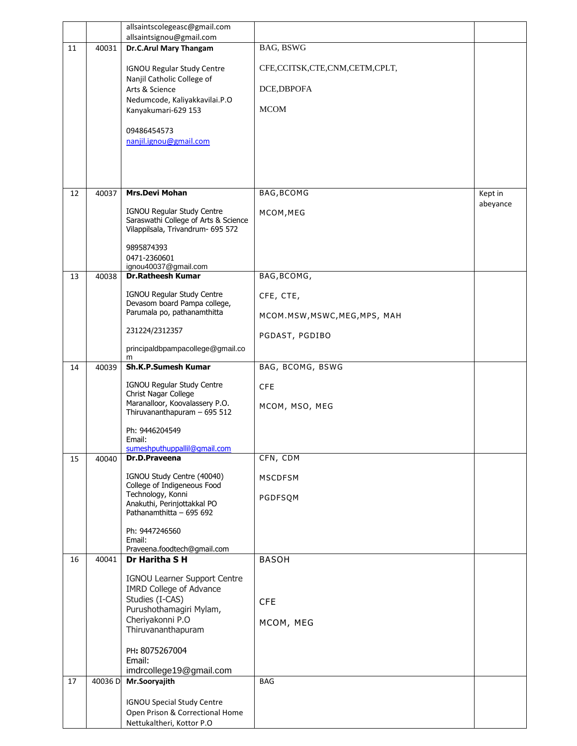|  |  |  |  |  |
|---|---|---|---|---|
|  |  | allsaintscolegeasc@gmail.com<br>allsaintsignou@gmail.com |  |  |
| 11 | 40031 | **Dr.C.Arul Mary Thangam**<br><br>IGNOU Regular Study Centre<br>Nanjil Catholic College of Arts & Science<br>Nedumcode, Kaliyakkavilai.P.O<br>Kanyakumari-629 153<br><br>09486454573<br>nanjil.ignou@gmail.com | BAG, BSWG<br><br>CFE,CCITSK,CTE,CNM,CETM,CPLT,<br><br>DCE,DBPOFA<br><br>MCOM |  |
| 12 | 40037 | **Mrs.Devi Mohan**<br><br>IGNOU Regular Study Centre<br>Saraswathi College of Arts & Science<br>Vilappilsala, Trivandrum- 695 572<br><br>9895874393<br>0471-2360601<br>ignou40037@gmail.com | BAG,BCOMG<br><br>MCOM,MEG | Kept in abeyance |
| 13 | 40038 | **Dr.Ratheesh Kumar**<br><br>IGNOU Regular Study Centre<br>Devasom board Pampa college, Parumala po, pathanamthitta<br><br>231224/2312357<br><br>principaldbpampacollege@gmail.com | BAG,BCOMG,<br><br>CFE, CTE,<br><br>MCOM.MSW,MSWC,MEG,MPS, MAH<br><br>PGDAST, PGDIBO |  |
| 14 | 40039 | **Sh.K.P.Sumesh Kumar**<br><br>IGNOU Regular Study Centre<br>Christ Nagar College<br>Maranalloor, Koovalassery P.O.<br>Thiruvananthapuram – 695 512<br><br>Ph: 9446204549<br>Email:<br>sumeshputhuppallil@gmail.com | BAG, BCOMG, BSWG<br><br>CFE<br><br>MCOM, MSO, MEG |  |
| 15 | 40040 | **Dr.D.Praveena**<br><br>IGNOU Study Centre (40040)<br>College of Indigeneous Food Technology, Konni<br>Anakuthi, Perinjottakkal PO<br>Pathanamthitta – 695 692<br><br>Ph: 9447246560<br>Email:<br>Praveena.foodtech@gmail.com | CFN, CDM<br><br>MSCDFSM<br><br>PGDFSQM |  |
| 16 | 40041 | **Dr Haritha S H**<br><br>IGNOU Learner Support Centre<br>IMRD College of Advance Studies (I-CAS)<br>Purushothamagiri Mylam, Cheriyakonni P.O<br>Thiruvananthapuram<br><br>PH: 8075267004<br>Email:<br>imdrcollege19@gmail.com | BASOH<br><br>CFE<br><br>MCOM, MEG |  |
| 17 | 40036 D | **Mr.Sooryajith**<br><br>IGNOU Special Study Centre<br>Open Prison & Correctional Home<br>Nettukaltheri, Kottor P.O | BAG |  |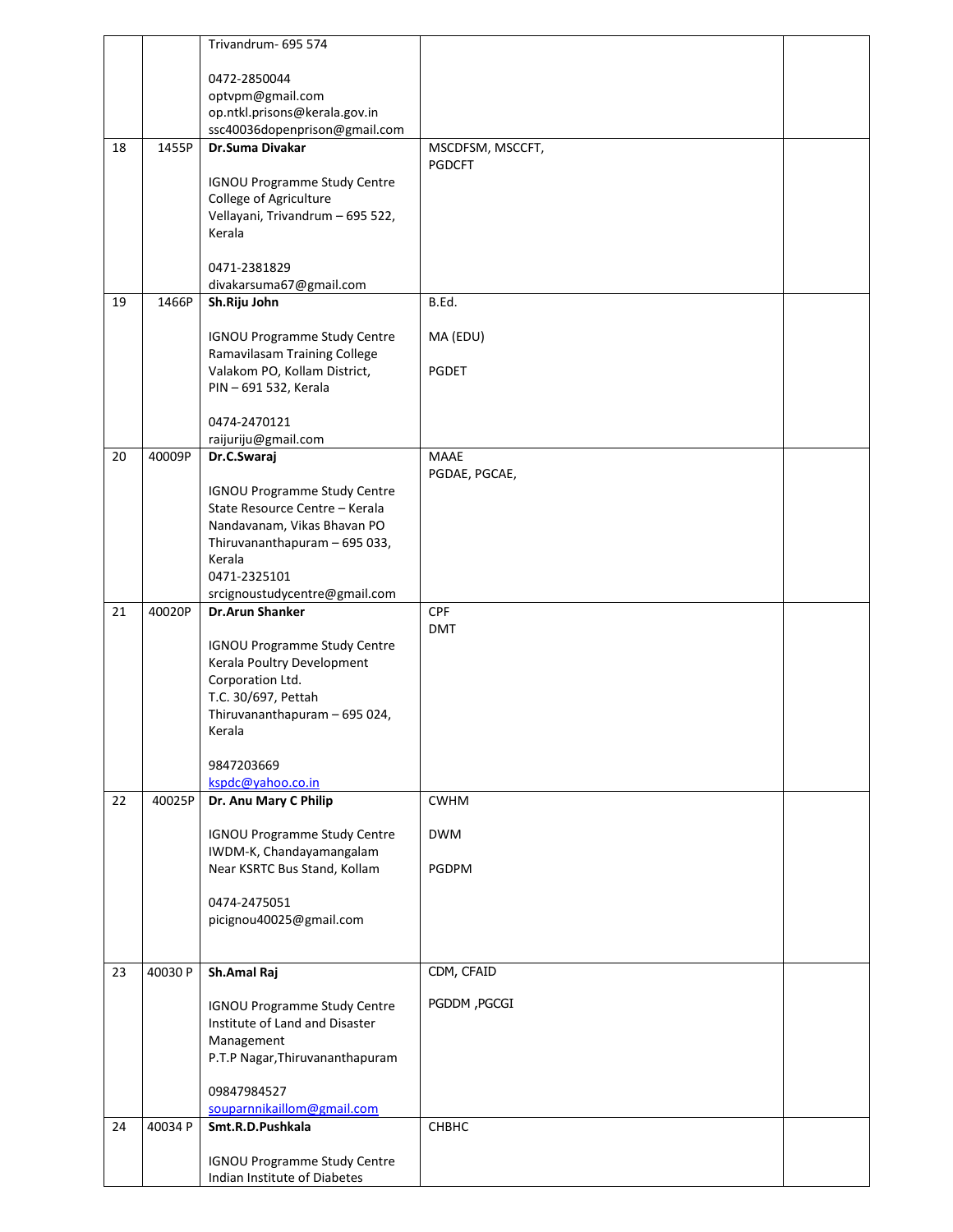| | | | | |
|---|---|---|---|---|
| | | Trivandrum- 695 574<br><br>0472-2850044<br>optvpm@gmail.com<br>op.ntkl.prisons@kerala.gov.in<br>ssc40036dopenprison@gmail.com | | |
| 18 | 1455P | **Dr.Suma Divakar**<br><br>IGNOU Programme Study Centre<br>College of Agriculture<br>Vellayani, Trivandrum – 695 522, Kerala<br><br>0471-2381829<br>divakarsuma67@gmail.com | MSCDFSM, MSCCFT, PGDCFT | |
| 19 | 1466P | **Sh.Riju John**<br><br>IGNOU Programme Study Centre<br>Ramavilasam Training College<br>Valakom PO, Kollam District, PIN – 691 532, Kerala<br><br>0474-2470121<br>raijuriju@gmail.com | B.Ed.<br><br>MA (EDU)<br><br>PGDET | |
| 20 | 40009P | **Dr.C.Swaraj**<br><br>IGNOU Programme Study Centre<br>State Resource Centre – Kerala<br>Nandavanam, Vikas Bhavan PO<br>Thiruvananthapuram – 695 033, Kerala<br>0471-2325101<br>srcignoustudycentre@gmail.com | MAAE<br>PGDAE, PGCAE, | |
| 21 | 40020P | **Dr.Arun Shanker**<br><br>IGNOU Programme Study Centre<br>Kerala Poultry Development Corporation Ltd.<br>T.C. 30/697, Pettah<br>Thiruvananthapuram – 695 024, Kerala<br><br>9847203669<br>kspdc@yahoo.co.in | CPF<br>DMT | |
| 22 | 40025P | **Dr. Anu Mary C Philip**<br><br>IGNOU Programme Study Centre<br>IWDM-K, Chandayamangalam<br>Near KSRTC Bus Stand, Kollam<br><br>0474-2475051<br>picignou40025@gmail.com | CWHM<br><br>DWM<br><br>PGDPM | |
| 23 | 40030 P | **Sh.Amal Raj**<br><br>IGNOU Programme Study Centre<br>Institute of Land and Disaster Management<br>P.T.P Nagar,Thiruvananthapuram<br><br>09847984527<br>souparnnikaillom@gmail.com | CDM, CFAID<br><br>PGDDM ,PGCGI | |
| 24 | 40034 P | **Smt.R.D.Pushkala**<br><br>IGNOU Programme Study Centre<br>Indian Institute of Diabetes | CHBHC | |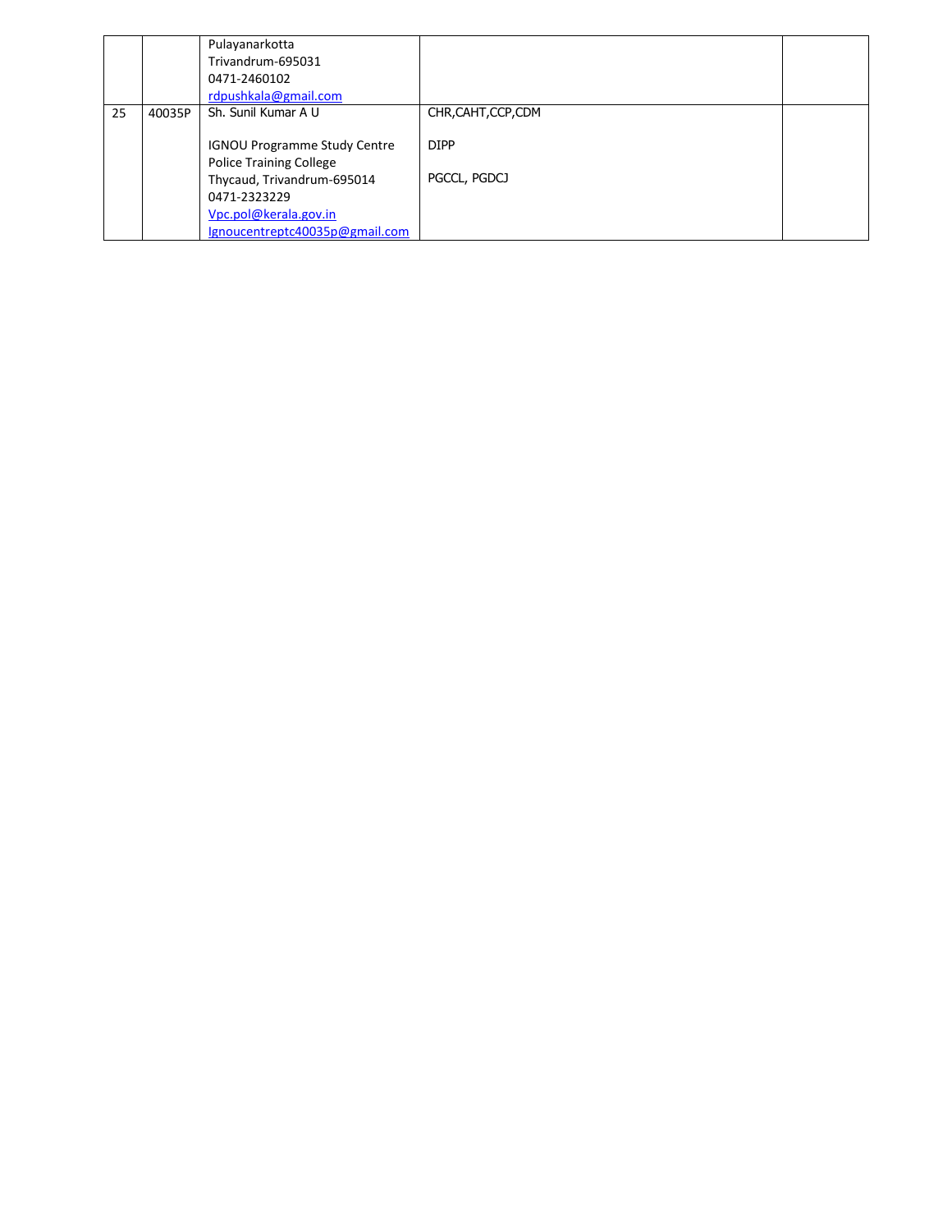| | | | | |
|---|---|---|---|---|
| | | Pulayanarkotta<br>Trivandrum-695031<br>0471-2460102<br>rdpushkala@gmail.com | | |
| 25 | 40035P | Sh. Sunil Kumar A U<br><br>IGNOU Programme Study Centre<br>Police Training College<br>Thycaud, Trivandrum-695014<br>0471-2323229<br>Vpc.pol@kerala.gov.in<br>Ignoucentreptc40035p@gmail.com | CHR,CAHT,CCP,CDM<br><br>DIPP<br><br>PGCCL, PGDCJ | |